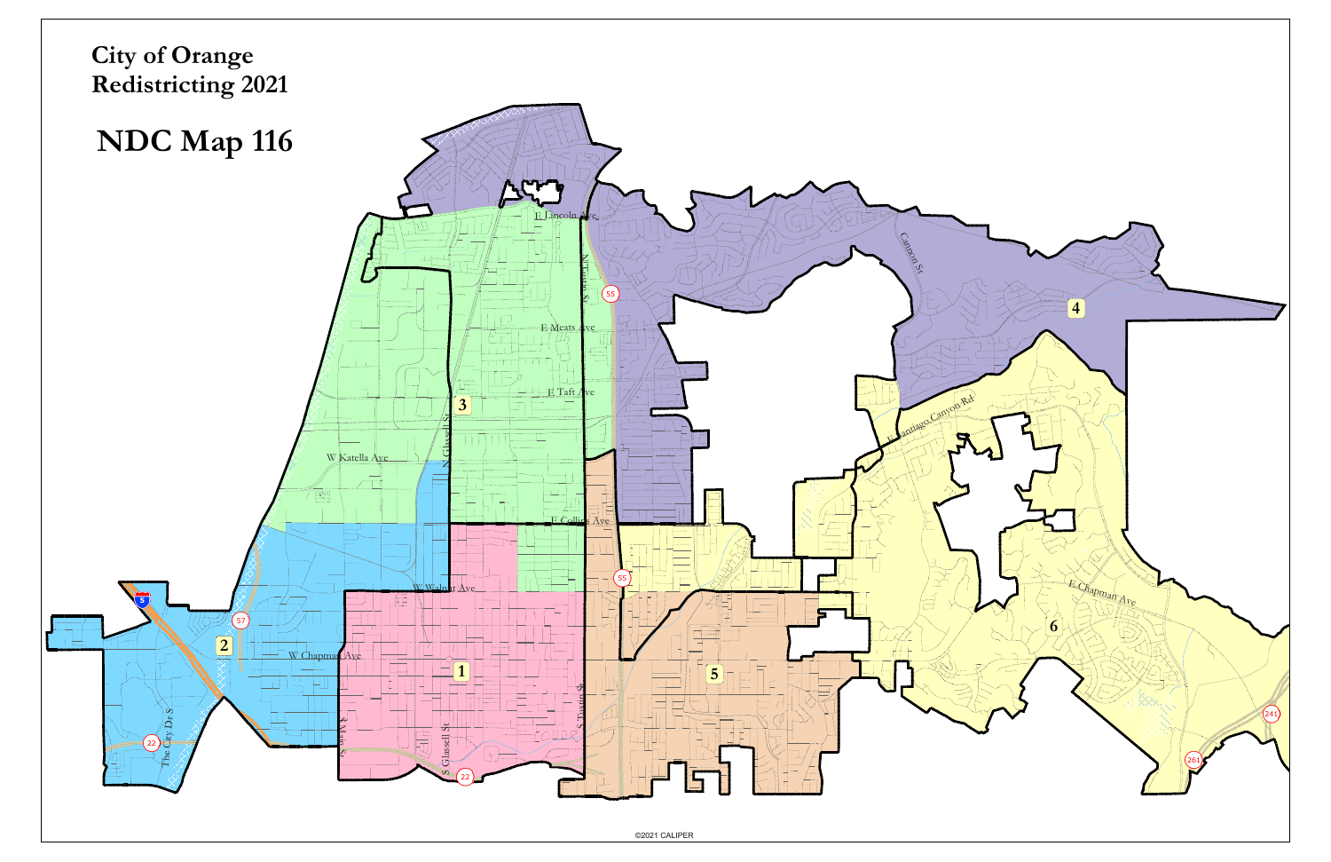# City of Orange
# Redistricting 2021

## NDC Map 116

©2021 CALIPER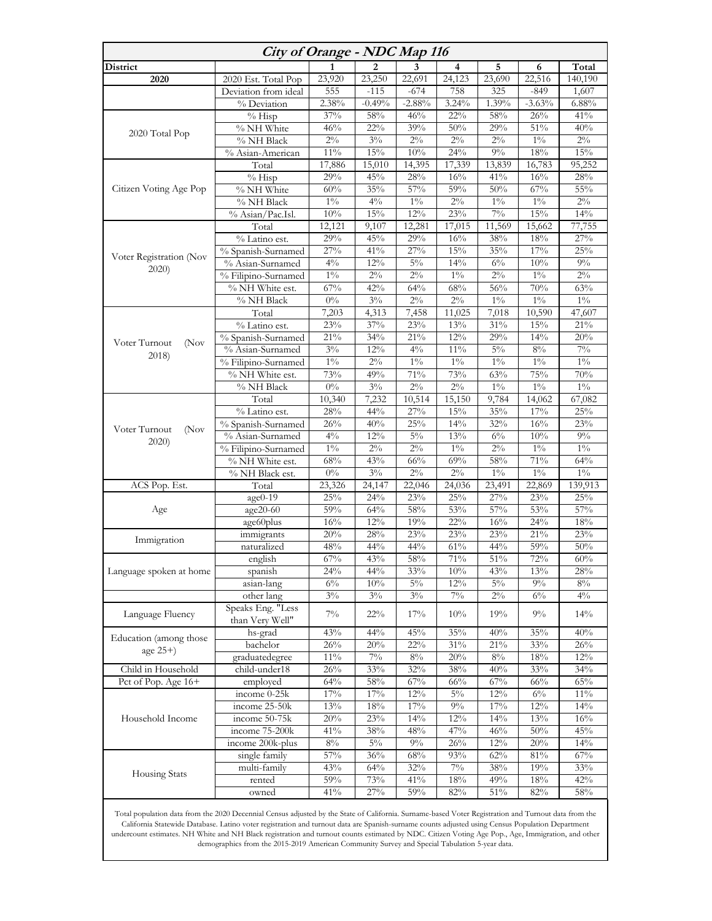# City of Orange - NDC Map 116

| District | | 1 | 2 | 3 | 4 | 5 | 6 | Total |
|---|---|---|---|---|---|---|---|---|
| 2020 | 2020 Est. Total Pop | 23,920 | 23,250 | 22,691 | 24,123 | 23,690 | 22,516 | 140,190 |
| | Deviation from ideal | 555 | -115 | -674 | 758 | 325 | -849 | 1,607 |
| | % Deviation | 2.38% | -0.49% | -2.88% | 3.24% | 1.39% | -3.63% | 6.88% |
| 2020 Total Pop | % Hisp | 37% | 58% | 46% | 22% | 58% | 26% | 41% |
| | % NH White | 46% | 22% | 39% | 50% | 29% | 51% | 40% |
| | % NH Black | 2% | 3% | 2% | 2% | 2% | 1% | 2% |
| | % Asian-American | 11% | 15% | 10% | 24% | 9% | 18% | 15% |
| Citizen Voting Age Pop | Total | 17,886 | 15,010 | 14,395 | 17,339 | 13,839 | 16,783 | 95,252 |
| | % Hisp | 29% | 45% | 28% | 16% | 41% | 16% | 28% |
| | % NH White | 60% | 35% | 57% | 59% | 50% | 67% | 55% |
| | % NH Black | 1% | 4% | 1% | 2% | 1% | 1% | 2% |
| | % Asian/Pac.Isl. | 10% | 15% | 12% | 23% | 7% | 15% | 14% |
| Voter Registration (Nov 2020) | Total | 12,121 | 9,107 | 12,281 | 17,015 | 11,569 | 15,662 | 77,755 |
| | % Latino est. | 29% | 45% | 29% | 16% | 38% | 18% | 27% |
| | % Spanish-Surnamed | 27% | 41% | 27% | 15% | 35% | 17% | 25% |
| | % Asian-Surnamed | 4% | 12% | 5% | 14% | 6% | 10% | 9% |
| | % Filipino-Surnamed | 1% | 2% | 2% | 1% | 2% | 1% | 2% |
| | % NH White est. | 67% | 42% | 64% | 68% | 56% | 70% | 63% |
| | % NH Black | 0% | 3% | 2% | 2% | 1% | 1% | 1% |
| Voter Turnout (Nov 2018) | Total | 7,203 | 4,313 | 7,458 | 11,025 | 7,018 | 10,590 | 47,607 |
| | % Latino est. | 23% | 37% | 23% | 13% | 31% | 15% | 21% |
| | % Spanish-Surnamed | 21% | 34% | 21% | 12% | 29% | 14% | 20% |
| | % Asian-Surnamed | 3% | 12% | 4% | 11% | 5% | 8% | 7% |
| | % Filipino-Surnamed | 1% | 2% | 1% | 1% | 1% | 1% | 1% |
| | % NH White est. | 73% | 49% | 71% | 73% | 63% | 75% | 70% |
| | % NH Black | 0% | 3% | 2% | 2% | 1% | 1% | 1% |
| Voter Turnout (Nov 2020) | Total | 10,340 | 7,232 | 10,514 | 15,150 | 9,784 | 14,062 | 67,082 |
| | % Latino est. | 28% | 44% | 27% | 15% | 35% | 17% | 25% |
| | % Spanish-Surnamed | 26% | 40% | 25% | 14% | 32% | 16% | 23% |
| | % Asian-Surnamed | 4% | 12% | 5% | 13% | 6% | 10% | 9% |
| | % Filipino-Surnamed | 1% | 2% | 2% | 1% | 2% | 1% | 1% |
| | % NH White est. | 68% | 43% | 66% | 69% | 58% | 71% | 64% |
| | % NH Black est. | 0% | 3% | 2% | 2% | 1% | 1% | 1% |
| ACS Pop. Est. | Total | 23,326 | 24,147 | 22,046 | 24,036 | 23,491 | 22,869 | 139,913 |
| Age | age0-19 | 25% | 24% | 23% | 25% | 27% | 23% | 25% |
| | age20-60 | 59% | 64% | 58% | 53% | 57% | 53% | 57% |
| | age60plus | 16% | 12% | 19% | 22% | 16% | 24% | 18% |
| Immigration | immigrants | 20% | 28% | 23% | 23% | 23% | 21% | 23% |
| | naturalized | 48% | 44% | 44% | 61% | 44% | 59% | 50% |
| Language spoken at home | english | 67% | 43% | 58% | 71% | 51% | 72% | 60% |
| | spanish | 24% | 44% | 33% | 10% | 43% | 13% | 28% |
| | asian-lang | 6% | 10% | 5% | 12% | 5% | 9% | 8% |
| | other lang | 3% | 3% | 3% | 7% | 2% | 6% | 4% |
| Language Fluency | Speaks Eng. "Less than Very Well" | 7% | 22% | 17% | 10% | 19% | 9% | 14% |
| Education (among those age 25+) | hs-grad | 43% | 44% | 45% | 35% | 40% | 35% | 40% |
| | bachelor | 26% | 20% | 22% | 31% | 21% | 33% | 26% |
| | graduatedegree | 11% | 7% | 8% | 20% | 8% | 18% | 12% |
| Child in Household | child-under18 | 26% | 33% | 32% | 38% | 40% | 33% | 34% |
| Pct of Pop. Age 16+ | employed | 64% | 58% | 67% | 66% | 67% | 66% | 65% |
| Household Income | income 0-25k | 17% | 17% | 12% | 5% | 12% | 6% | 11% |
| | income 25-50k | 13% | 18% | 17% | 9% | 17% | 12% | 14% |
| | income 50-75k | 20% | 23% | 14% | 12% | 14% | 13% | 16% |
| | income 75-200k | 41% | 38% | 48% | 47% | 46% | 50% | 45% |
| | income 200k-plus | 8% | 5% | 9% | 26% | 12% | 20% | 14% |
| Housing Stats | single family | 57% | 36% | 68% | 93% | 62% | 81% | 67% |
| | multi-family | 43% | 64% | 32% | 7% | 38% | 19% | 33% |
| | rented | 59% | 73% | 41% | 18% | 49% | 18% | 42% |
| | owned | 41% | 27% | 59% | 82% | 51% | 82% | 58% |

Total population data from the 2020 Decennial Census adjusted by the State of California. Surname-based Voter Registration and Turnout data from the California Statewide Database. Latino voter registration and turnout data are Spanish-surname counts adjusted using Census Population Department undercount estimates. NH White and NH Black registration and turnout counts estimated by NDC. Citizen Voting Age Pop., Age, Immigration, and other demographics from the 2015-2019 American Community Survey and Special Tabulation 5-year data.